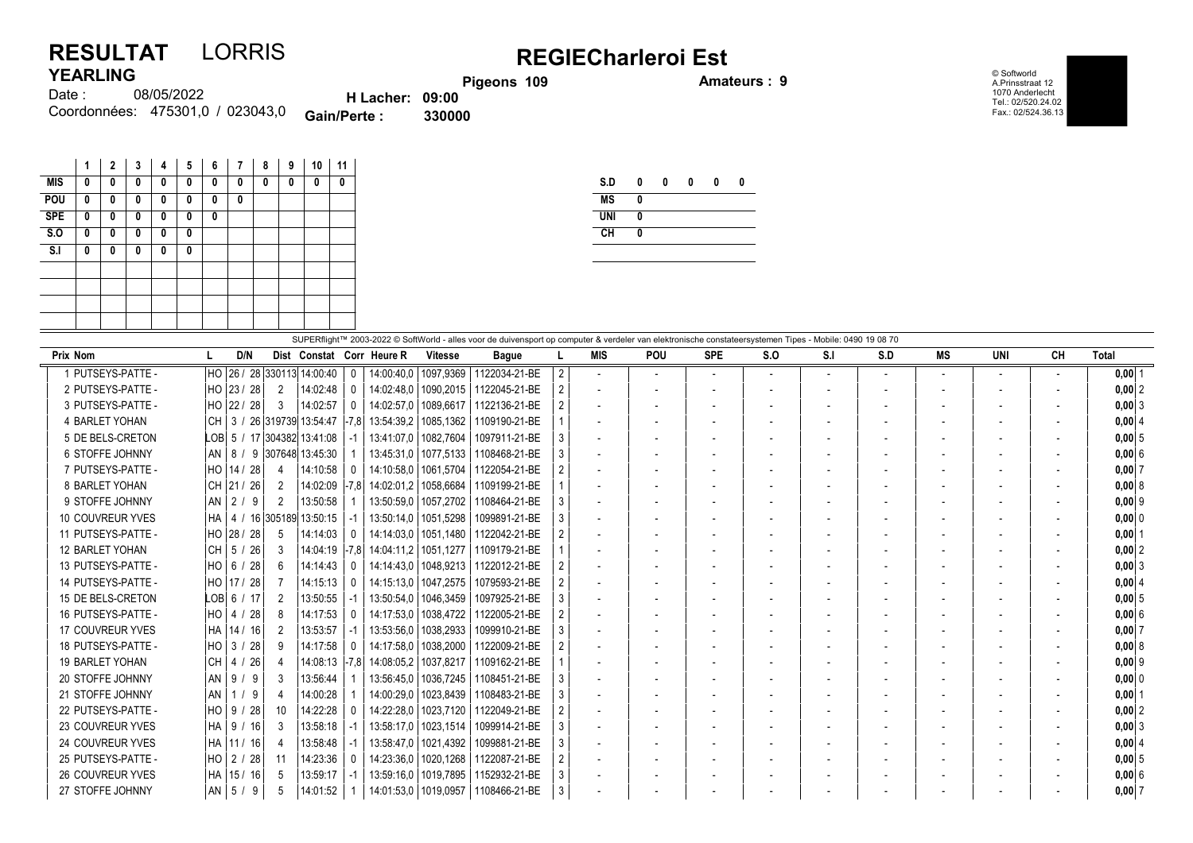# RESULTAT LORRIS

## YEARLING

Date : 08/05/2022

Coordonnées: 475301,0 / 023043,0

H Lacher: 09:00

Gain/Perte : 330000

# REGIECharleroi Est

Pigeons 109

Amateurs : 9

© Softworld
A.Prinsstraat 12
1070 Anderlecht
Tel.: 02/520.24.02
Fax.: 02/524.36.13

| | 1 | 2 | 3 | 4 | 5 | 6 | 7 | 8 | 9 | 10 | 11 |
|---|---|---|---|---|---|---|---|---|---|---|---|
| MIS | 0 | 0 | 0 | 0 | 0 | 0 | 0 | 0 | 0 | 0 | 0 |
| POU | 0 | 0 | 0 | 0 | 0 | 0 | 0 | | | | |
| SPE | 0 | 0 | 0 | 0 | 0 | 0 | | | | | |
| S.O | 0 | 0 | 0 | 0 | 0 | | | | | | |
| S.I | 0 | 0 | 0 | 0 | 0 | | | | | | |

| | | | | | |
|---|---|---|---|---|---|
| S.D | 0 | 0 | 0 | 0 | 0 |
| MS | 0 | | | | |
| UNI | 0 | | | | |
| CH | 0 | | | | |

SUPERflight™ 2003-2022 © SoftWorld - alles voor de duivensport op computer & verdeler van elektronische constateersystemen Tipes - Mobile: 0490 19 08 70

| Prix | Nom | L | D/N | Dist | Constat | Corr | Heure R | Vitesse | Bague | L | MIS | POU | SPE | S.O | S.I | S.D | MS | UNI | CH | Total | |
|---|---|---|---|---|---|---|---|---|---|---|---|---|---|---|---|---|---|---|---|---|---|
| 1 | PUTSEYS-PATTE - | HO | 26 / 28 | 330113 | 14:00:40 | 0 | 14:00:40,0 | 1097,9369 | 1122034-21-BE | 2 | - | - | - | - | - | - | - | - | - | 0,00 | 1 |
| 2 | PUTSEYS-PATTE - | HO | 23 / 28 | 2 | 14:02:48 | 0 | 14:02:48,0 | 1090,2015 | 1122045-21-BE | 2 | - | - | - | - | - | - | - | - | - | 0,00 | 2 |
| 3 | PUTSEYS-PATTE - | HO | 22 / 28 | 3 | 14:02:57 | 0 | 14:02:57,0 | 1089,6617 | 1122136-21-BE | 2 | - | - | - | - | - | - | - | - | - | 0,00 | 3 |
| 4 | BARLET YOHAN | CH | 3 / 26 | 319739 | 13:54:47 | -7,8 | 13:54:39,2 | 1085,1362 | 1109190-21-BE | 1 | - | - | - | - | - | - | - | - | - | 0,00 | 4 |
| 5 | DE BELS-CRETON | LOB | 5 / 17 | 304382 | 13:41:08 | -1 | 13:41:07,0 | 1082,7604 | 1097911-21-BE | 3 | - | - | - | - | - | - | - | - | - | 0,00 | 5 |
| 6 | STOFFE JOHNNY | AN | 8 / 9 | 307648 | 13:45:30 | 1 | 13:45:31,0 | 1077,5133 | 1108468-21-BE | 3 | - | - | - | - | - | - | - | - | - | 0,00 | 6 |
| 7 | PUTSEYS-PATTE - | HO | 14 / 28 | 4 | 14:10:58 | 0 | 14:10:58,0 | 1061,5704 | 1122054-21-BE | 2 | - | - | - | - | - | - | - | - | - | 0,00 | 7 |
| 8 | BARLET YOHAN | CH | 21 / 26 | 2 | 14:02:09 | -7,8 | 14:02:01,2 | 1058,6684 | 1109199-21-BE | 1 | - | - | - | - | - | - | - | - | - | 0,00 | 8 |
| 9 | STOFFE JOHNNY | AN | 2 / 9 | 2 | 13:50:58 | 1 | 13:50:59,0 | 1057,2702 | 1108464-21-BE | 3 | - | - | - | - | - | - | - | - | - | 0,00 | 9 |
| 10 | COUVREUR YVES | HA | 4 / 16 | 305189 | 13:50:15 | -1 | 13:50:14,0 | 1051,5298 | 1099891-21-BE | 3 | - | - | - | - | - | - | - | - | - | 0,00 | 0 |
| 11 | PUTSEYS-PATTE - | HO | 28 / 28 | 5 | 14:14:03 | 0 | 14:14:03,0 | 1051,1480 | 1122042-21-BE | 2 | - | - | - | - | - | - | - | - | - | 0,00 | 1 |
| 12 | BARLET YOHAN | CH | 5 / 26 | 3 | 14:04:19 | -7,8 | 14:04:11,2 | 1051,1277 | 1109179-21-BE | 1 | - | - | - | - | - | - | - | - | - | 0,00 | 2 |
| 13 | PUTSEYS-PATTE - | HO | 6 / 28 | 6 | 14:14:43 | 0 | 14:14:43,0 | 1048,9213 | 1122012-21-BE | 2 | - | - | - | - | - | - | - | - | - | 0,00 | 3 |
| 14 | PUTSEYS-PATTE - | HO | 17 / 28 | 7 | 14:15:13 | 0 | 14:15:13,0 | 1047,2575 | 1079593-21-BE | 2 | - | - | - | - | - | - | - | - | - | 0,00 | 4 |
| 15 | DE BELS-CRETON | LOB | 6 / 17 | 2 | 13:50:55 | -1 | 13:50:54,0 | 1046,3459 | 1097925-21-BE | 3 | - | - | - | - | - | - | - | - | - | 0,00 | 5 |
| 16 | PUTSEYS-PATTE - | HO | 4 / 28 | 8 | 14:17:53 | 0 | 14:17:53,0 | 1038,4722 | 1122005-21-BE | 2 | - | - | - | - | - | - | - | - | - | 0,00 | 6 |
| 17 | COUVREUR YVES | HA | 14 / 16 | 2 | 13:53:57 | -1 | 13:53:56,0 | 1038,2933 | 1099910-21-BE | 3 | - | - | - | - | - | - | - | - | - | 0,00 | 7 |
| 18 | PUTSEYS-PATTE - | HO | 3 / 28 | 9 | 14:17:58 | 0 | 14:17:58,0 | 1038,2000 | 1122009-21-BE | 2 | - | - | - | - | - | - | - | - | - | 0,00 | 8 |
| 19 | BARLET YOHAN | CH | 4 / 26 | 4 | 14:08:13 | -7,8 | 14:08:05,2 | 1037,8217 | 1109162-21-BE | 1 | - | - | - | - | - | - | - | - | - | 0,00 | 9 |
| 20 | STOFFE JOHNNY | AN | 9 / 9 | 3 | 13:56:44 | 1 | 13:56:45,0 | 1036,7245 | 1108451-21-BE | 3 | - | - | - | - | - | - | - | - | - | 0,00 | 0 |
| 21 | STOFFE JOHNNY | AN | 1 / 9 | 4 | 14:00:28 | 1 | 14:00:29,0 | 1023,8439 | 1108483-21-BE | 3 | - | - | - | - | - | - | - | - | - | 0,00 | 1 |
| 22 | PUTSEYS-PATTE - | HO | 9 / 28 | 10 | 14:22:28 | 0 | 14:22:28,0 | 1023,7120 | 1122049-21-BE | 2 | - | - | - | - | - | - | - | - | - | 0,00 | 2 |
| 23 | COUVREUR YVES | HA | 9 / 16 | 3 | 13:58:18 | -1 | 13:58:17,0 | 1023,1514 | 1099914-21-BE | 3 | - | - | - | - | - | - | - | - | - | 0,00 | 3 |
| 24 | COUVREUR YVES | HA | 11 / 16 | 4 | 13:58:48 | -1 | 13:58:47,0 | 1021,4392 | 1099881-21-BE | 3 | - | - | - | - | - | - | - | - | - | 0,00 | 4 |
| 25 | PUTSEYS-PATTE - | HO | 2 / 28 | 11 | 14:23:36 | 0 | 14:23:36,0 | 1020,1268 | 1122087-21-BE | 2 | - | - | - | - | - | - | - | - | - | 0,00 | 5 |
| 26 | COUVREUR YVES | HA | 15 / 16 | 5 | 13:59:17 | -1 | 13:59:16,0 | 1019,7895 | 1152932-21-BE | 3 | - | - | - | - | - | - | - | - | - | 0,00 | 6 |
| 27 | STOFFE JOHNNY | AN | 5 / 9 | 5 | 14:01:52 | 1 | 14:01:53,0 | 1019,0957 | 1108466-21-BE | 3 | - | - | - | - | - | - | - | - | - | 0,00 | 7 |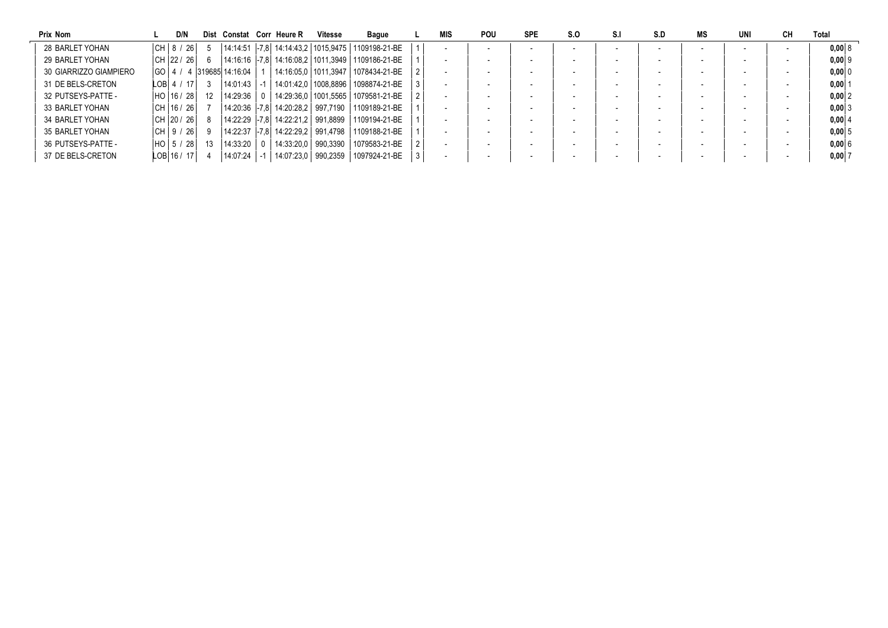| Prix | Nom | L | D/N | Dist | Constat | Corr | Heure R | Vitesse | Bague | L | MIS | POU | SPE | S.O | S.I | S.D | MS | UNI | CH | Total | |
|---|---|---|---|---|---|---|---|---|---|---|---|---|---|---|---|---|---|---|---|---|---|
| 28 | BARLET YOHAN | CH | 8 / 26 | 5 | 14:14:51 | -7,8 | 14:14:43,2 | 1015,9475 | 1109198-21-BE | 1 | - | - | - | - | - | - | - | - | - | 0,00 | 8 |
| 29 | BARLET YOHAN | CH | 22 / 26 | 6 | 14:16:16 | -7,8 | 14:16:08,2 | 1011,3949 | 1109186-21-BE | 1 | - | - | - | - | - | - | - | - | - | 0,00 | 9 |
| 30 | GIARRIZZO GIAMPIERO | GO | 4 / 4 | 319685 | 14:16:04 | 1 | 14:16:05,0 | 1011,3947 | 1078434-21-BE | 2 | - | - | - | - | - | - | - | - | - | 0,00 | 0 |
| 31 | DE BELS-CRETON | LOB | 4 / 17 | 3 | 14:01:43 | -1 | 14:01:42,0 | 1008,8896 | 1098874-21-BE | 3 | - | - | - | - | - | - | - | - | - | 0,00 | 1 |
| 32 | PUTSEYS-PATTE - | HO | 16 / 28 | 12 | 14:29:36 | 0 | 14:29:36,0 | 1001,5565 | 1079581-21-BE | 2 | - | - | - | - | - | - | - | - | - | 0,00 | 2 |
| 33 | BARLET YOHAN | CH | 16 / 26 | 7 | 14:20:36 | -7,8 | 14:20:28,2 | 997,7190 | 1109189-21-BE | 1 | - | - | - | - | - | - | - | - | - | 0,00 | 3 |
| 34 | BARLET YOHAN | CH | 20 / 26 | 8 | 14:22:29 | -7,8 | 14:22:21,2 | 991,8899 | 1109194-21-BE | 1 | - | - | - | - | - | - | - | - | - | 0,00 | 4 |
| 35 | BARLET YOHAN | CH | 9 / 26 | 9 | 14:22:37 | -7,8 | 14:22:29,2 | 991,4798 | 1109188-21-BE | 1 | - | - | - | - | - | - | - | - | - | 0,00 | 5 |
| 36 | PUTSEYS-PATTE - | HO | 5 / 28 | 13 | 14:33:20 | 0 | 14:33:20,0 | 990,3390 | 1079583-21-BE | 2 | - | - | - | - | - | - | - | - | - | 0,00 | 6 |
| 37 | DE BELS-CRETON | LOB | 16 / 17 | 4 | 14:07:24 | -1 | 14:07:23,0 | 990,2359 | 1097924-21-BE | 3 | - | - | - | - | - | - | - | - | - | 0,00 | 7 |